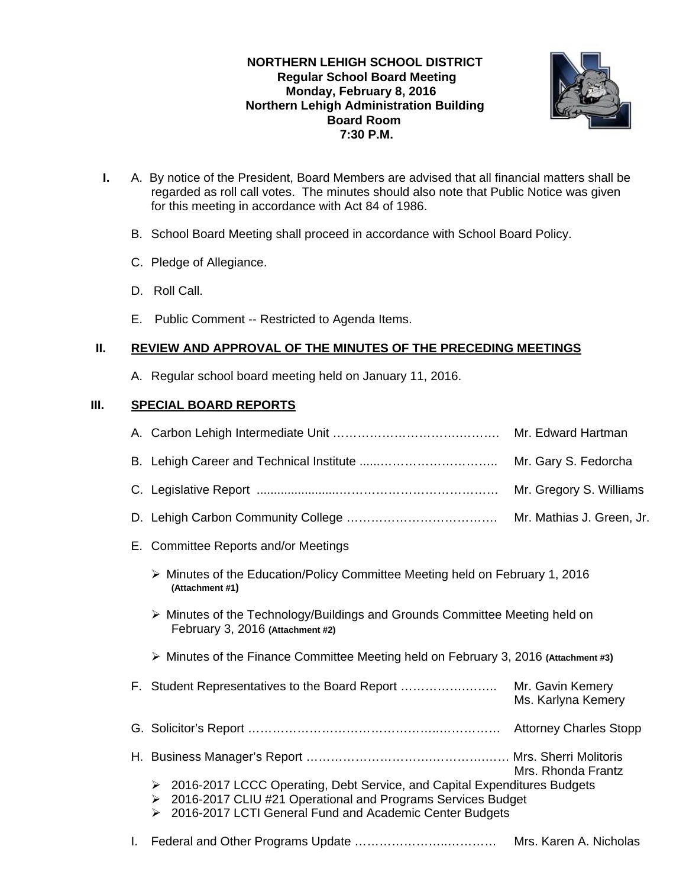**NORTHERN LEHIGH SCHOOL DISTRICT**
**Regular School Board Meeting**
**Monday, February 8, 2016**
**Northern Lehigh Administration Building**
**Board Room**
**7:30 P.M.**

**I.** A. By notice of the President, Board Members are advised that all financial matters shall be regarded as roll call votes. The minutes should also note that Public Notice was given for this meeting in accordance with Act 84 of 1986.

B. School Board Meeting shall proceed in accordance with School Board Policy.

C. Pledge of Allegiance.

D. Roll Call.

E. Public Comment -- Restricted to Agenda Items.

**II. REVIEW AND APPROVAL OF THE MINUTES OF THE PRECEDING MEETINGS**

A. Regular school board meeting held on January 11, 2016.

**III. SPECIAL BOARD REPORTS**

A. Carbon Lehigh Intermediate Unit …………………………………… Mr. Edward Hartman

B. Lehigh Career and Technical Institute ......……………………….. Mr. Gary S. Fedorcha

C. Legislative Report ......................…………………………………… Mr. Gregory S. Williams

D. Lehigh Carbon Community College ………………………………… Mr. Mathias J. Green, Jr.

E. Committee Reports and/or Meetings

- Minutes of the Education/Policy Committee Meeting held on February 1, 2016 **(Attachment #1)**
- Minutes of the Technology/Buildings and Grounds Committee Meeting held on February 3, 2016 **(Attachment #2)**
- Minutes of the Finance Committee Meeting held on February 3, 2016 **(Attachment #3)**

F. Student Representatives to the Board Report …………………….. Mr. Gavin Kemery
Ms. Karlyna Kemery

G. Solicitor's Report ………………………………………..………… Attorney Charles Stopp

H. Business Manager's Report ………………………..……………… Mrs. Sherri Molitoris
Mrs. Rhonda Frantz

- 2016-2017 LCCC Operating, Debt Service, and Capital Expenditures Budgets
- 2016-2017 CLIU #21 Operational and Programs Services Budget
- 2016-2017 LCTI General Fund and Academic Center Budgets

I. Federal and Other Programs Update ………………….………… Mrs. Karen A. Nicholas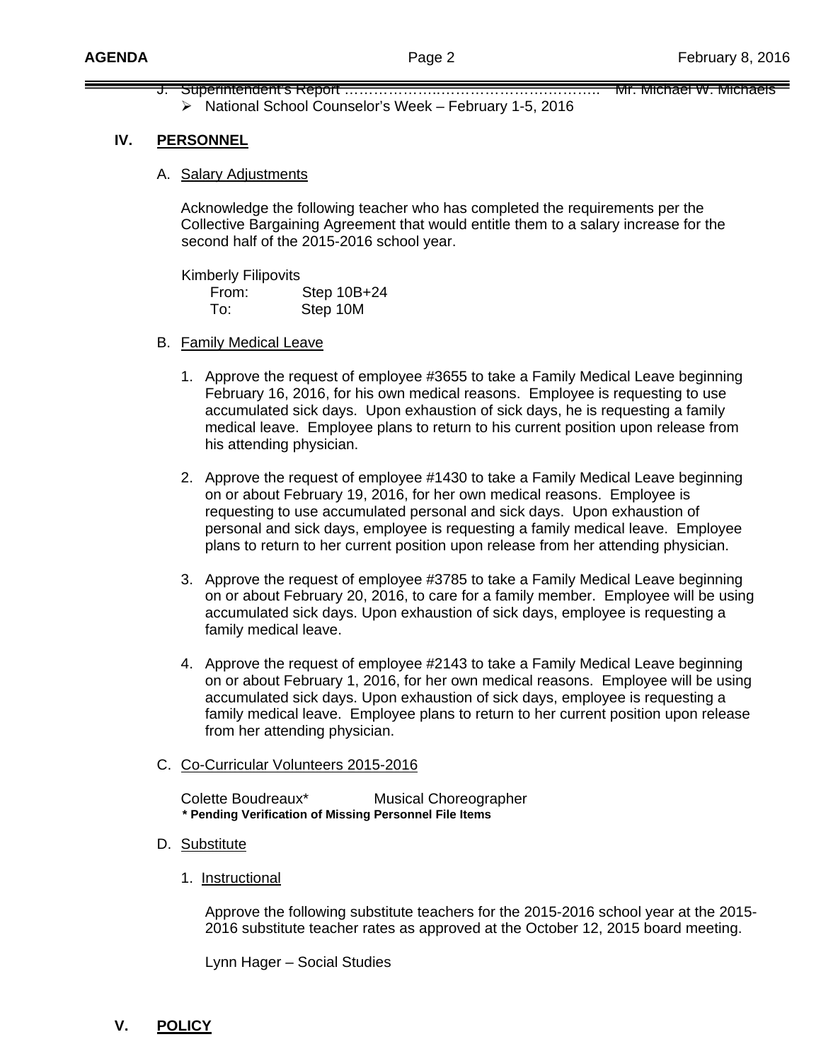J. Superintendent's Report ……………….……………………………. Mr. Michael W. Michaels

- National School Counselor's Week – February 1-5, 2016

## IV. PERSONNEL

### A. Salary Adjustments

Acknowledge the following teacher who has completed the requirements per the Collective Bargaining Agreement that would entitle them to a salary increase for the second half of the 2015-2016 school year.

Kimberly Filipovits
From: Step 10B+24
To: Step 10M

### B. Family Medical Leave

1. Approve the request of employee #3655 to take a Family Medical Leave beginning February 16, 2016, for his own medical reasons. Employee is requesting to use accumulated sick days. Upon exhaustion of sick days, he is requesting a family medical leave. Employee plans to return to his current position upon release from his attending physician.

2. Approve the request of employee #1430 to take a Family Medical Leave beginning on or about February 19, 2016, for her own medical reasons. Employee is requesting to use accumulated personal and sick days. Upon exhaustion of personal and sick days, employee is requesting a family medical leave. Employee plans to return to her current position upon release from her attending physician.

3. Approve the request of employee #3785 to take a Family Medical Leave beginning on or about February 20, 2016, to care for a family member. Employee will be using accumulated sick days. Upon exhaustion of sick days, employee is requesting a family medical leave.

4. Approve the request of employee #2143 to take a Family Medical Leave beginning on or about February 1, 2016, for her own medical reasons. Employee will be using accumulated sick days. Upon exhaustion of sick days, employee is requesting a family medical leave. Employee plans to return to her current position upon release from her attending physician.

### C. Co-Curricular Volunteers 2015-2016

Colette Boudreaux* Musical Choreographer
***\* Pending Verification of Missing Personnel File Items***

### D. Substitute

1. Instructional

Approve the following substitute teachers for the 2015-2016 school year at the 2015-2016 substitute teacher rates as approved at the October 12, 2015 board meeting.

Lynn Hager – Social Studies

## V. POLICY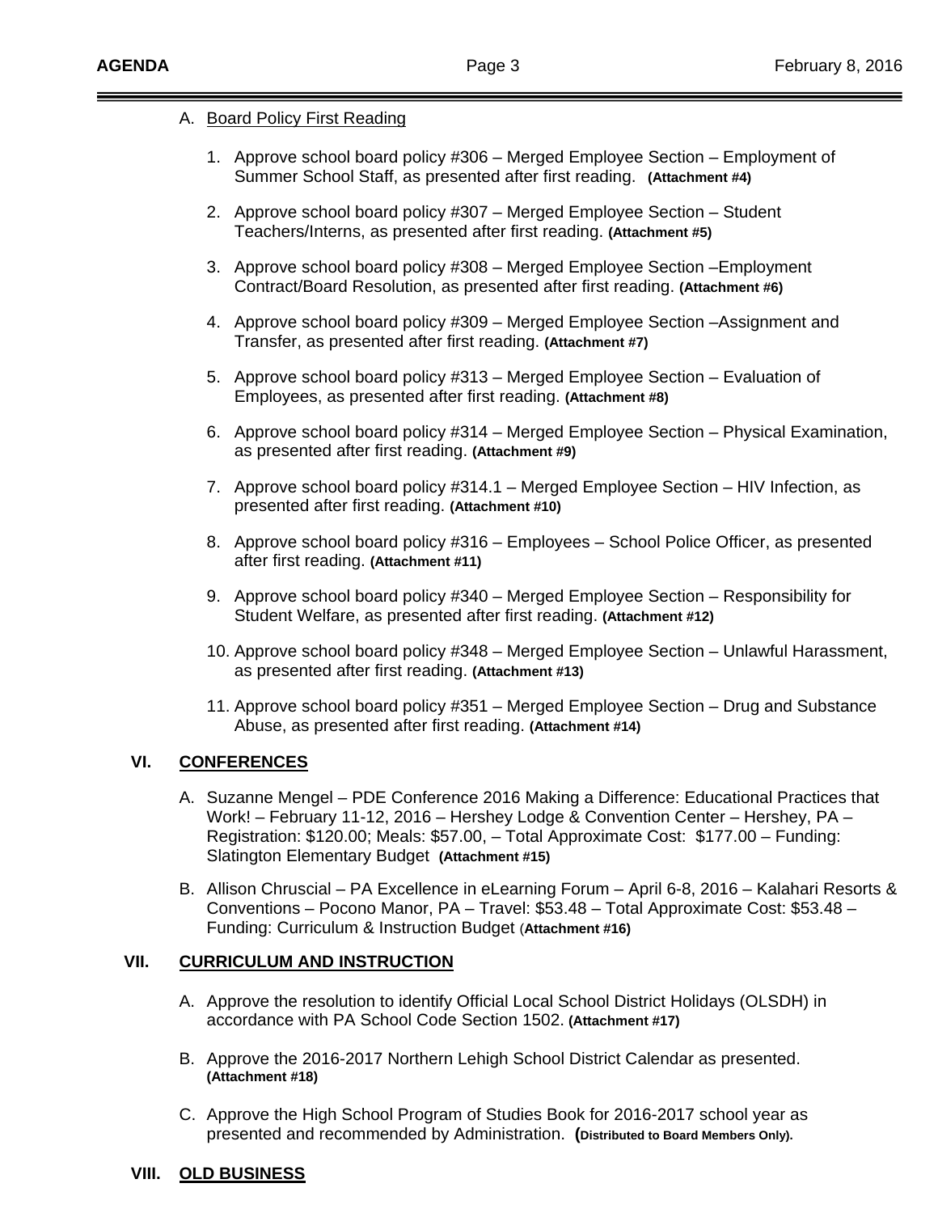A. Board Policy First Reading

1. Approve school board policy #306 – Merged Employee Section – Employment of Summer School Staff, as presented after first reading. **(Attachment #4)**

2. Approve school board policy #307 – Merged Employee Section – Student Teachers/Interns, as presented after first reading. **(Attachment #5)**

3. Approve school board policy #308 – Merged Employee Section –Employment Contract/Board Resolution, as presented after first reading. **(Attachment #6)**

4. Approve school board policy #309 – Merged Employee Section –Assignment and Transfer, as presented after first reading. **(Attachment #7)**

5. Approve school board policy #313 – Merged Employee Section – Evaluation of Employees, as presented after first reading. **(Attachment #8)**

6. Approve school board policy #314 – Merged Employee Section – Physical Examination, as presented after first reading. **(Attachment #9)**

7. Approve school board policy #314.1 – Merged Employee Section – HIV Infection, as presented after first reading. **(Attachment #10)**

8. Approve school board policy #316 – Employees – School Police Officer, as presented after first reading. **(Attachment #11)**

9. Approve school board policy #340 – Merged Employee Section – Responsibility for Student Welfare, as presented after first reading. **(Attachment #12)**

10. Approve school board policy #348 – Merged Employee Section – Unlawful Harassment, as presented after first reading. **(Attachment #13)**

11. Approve school board policy #351 – Merged Employee Section – Drug and Substance Abuse, as presented after first reading. **(Attachment #14)**

## VI. CONFERENCES

A. Suzanne Mengel – PDE Conference 2016 Making a Difference: Educational Practices that Work! – February 11-12, 2016 – Hershey Lodge & Convention Center – Hershey, PA – Registration: $120.00; Meals: $57.00, – Total Approximate Cost: $177.00 – Funding: Slatington Elementary Budget **(Attachment #15)**

B. Allison Chruscial – PA Excellence in eLearning Forum – April 6-8, 2016 – Kalahari Resorts & Conventions – Pocono Manor, PA – Travel: $53.48 – Total Approximate Cost: $53.48 – Funding: Curriculum & Instruction Budget (**Attachment #16)**

## VII. CURRICULUM AND INSTRUCTION

A. Approve the resolution to identify Official Local School District Holidays (OLSDH) in accordance with PA School Code Section 1502. **(Attachment #17)**

B. Approve the 2016-2017 Northern Lehigh School District Calendar as presented. **(Attachment #18)**

C. Approve the High School Program of Studies Book for 2016-2017 school year as presented and recommended by Administration. **(Distributed to Board Members Only).**

## VIII. OLD BUSINESS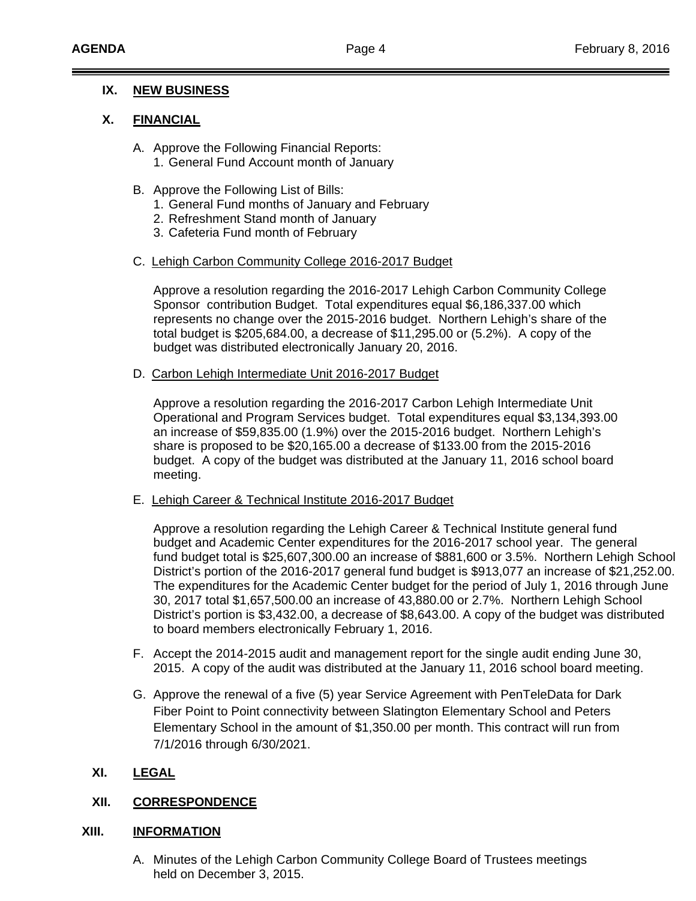## IX. NEW BUSINESS

## X. FINANCIAL

A. Approve the Following Financial Reports:
   1. General Fund Account month of January

B. Approve the Following List of Bills:
   1. General Fund months of January and February
   2. Refreshment Stand month of January
   3. Cafeteria Fund month of February

C. Lehigh Carbon Community College 2016-2017 Budget

   Approve a resolution regarding the 2016-2017 Lehigh Carbon Community College Sponsor contribution Budget. Total expenditures equal $6,186,337.00 which represents no change over the 2015-2016 budget. Northern Lehigh's share of the total budget is $205,684.00, a decrease of $11,295.00 or (5.2%). A copy of the budget was distributed electronically January 20, 2016.

D. Carbon Lehigh Intermediate Unit 2016-2017 Budget

   Approve a resolution regarding the 2016-2017 Carbon Lehigh Intermediate Unit Operational and Program Services budget. Total expenditures equal $3,134,393.00 an increase of $59,835.00 (1.9%) over the 2015-2016 budget. Northern Lehigh's share is proposed to be $20,165.00 a decrease of $133.00 from the 2015-2016 budget. A copy of the budget was distributed at the January 11, 2016 school board meeting.

E. Lehigh Career & Technical Institute 2016-2017 Budget

   Approve a resolution regarding the Lehigh Career & Technical Institute general fund budget and Academic Center expenditures for the 2016-2017 school year. The general fund budget total is $25,607,300.00 an increase of $881,600 or 3.5%. Northern Lehigh School District's portion of the 2016-2017 general fund budget is $913,077 an increase of $21,252.00. The expenditures for the Academic Center budget for the period of July 1, 2016 through June 30, 2017 total $1,657,500.00 an increase of 43,880.00 or 2.7%. Northern Lehigh School District's portion is $3,432.00, a decrease of $8,643.00. A copy of the budget was distributed to board members electronically February 1, 2016.

F. Accept the 2014-2015 audit and management report for the single audit ending June 30, 2015. A copy of the audit was distributed at the January 11, 2016 school board meeting.

G. Approve the renewal of a five (5) year Service Agreement with PenTeleData for Dark Fiber Point to Point connectivity between Slatington Elementary School and Peters Elementary School in the amount of $1,350.00 per month. This contract will run from 7/1/2016 through 6/30/2021.

## XI. LEGAL

## XII. CORRESPONDENCE

## XIII. INFORMATION

A. Minutes of the Lehigh Carbon Community College Board of Trustees meetings held on December 3, 2015.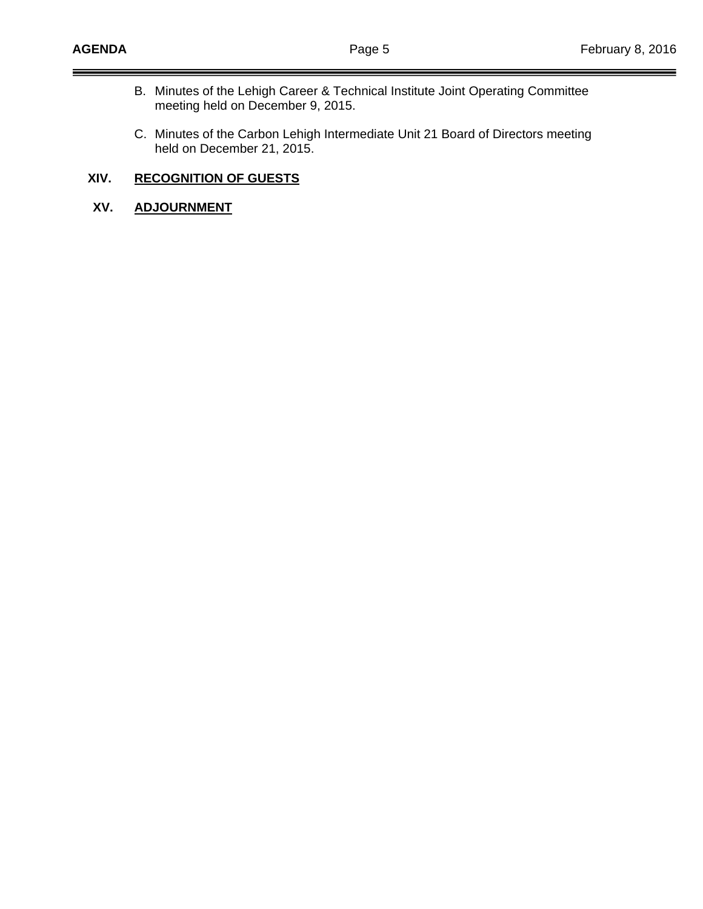B. Minutes of the Lehigh Career & Technical Institute Joint Operating Committee meeting held on December 9, 2015.

C. Minutes of the Carbon Lehigh Intermediate Unit 21 Board of Directors meeting held on December 21, 2015.

## XIV. RECOGNITION OF GUESTS

## XV. ADJOURNMENT